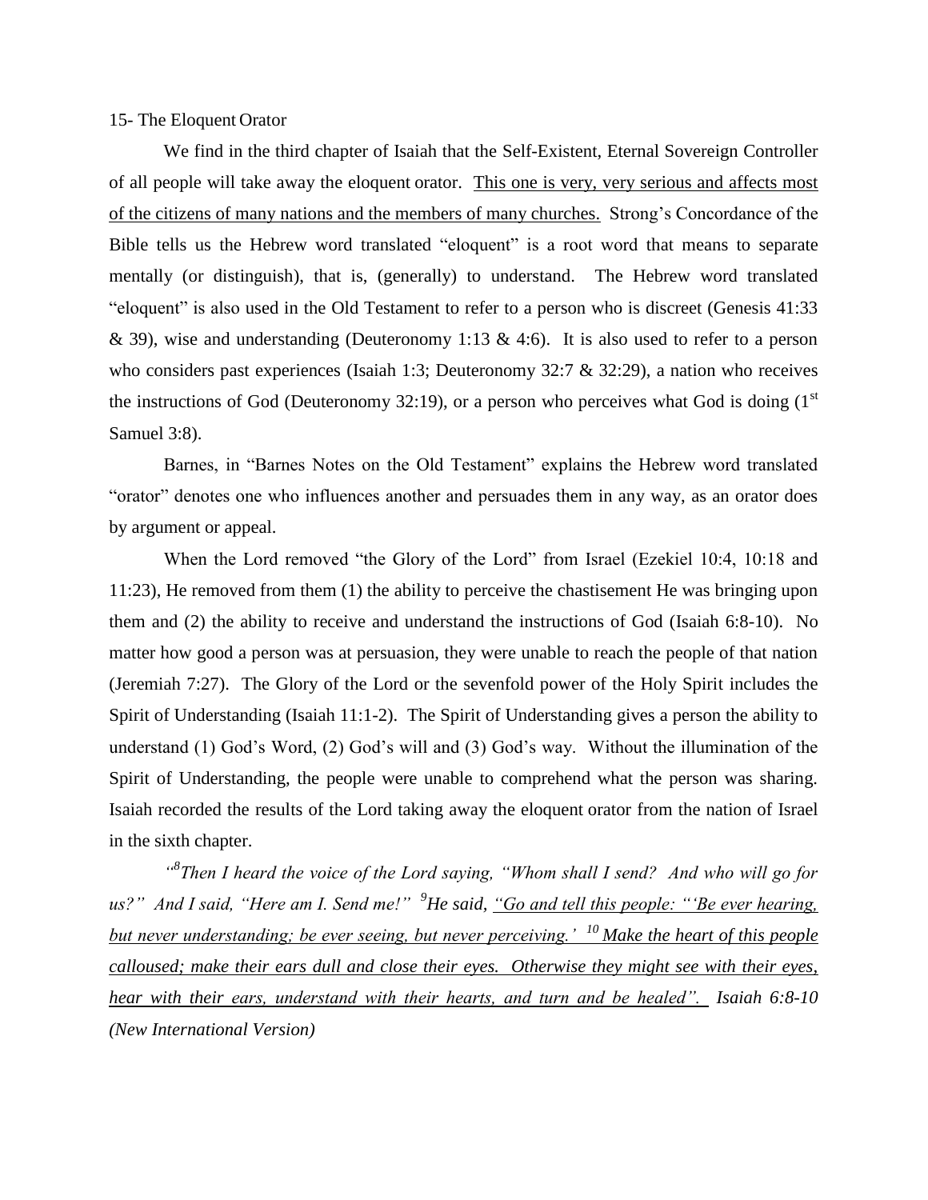15- The Eloquent Orator

We find in the third chapter of Isaiah that the Self-Existent, Eternal Sovereign Controller of all people will take away the eloquent orator. <u>This one is very, very serious and affects most of the citizens of many nations and the members of many churches.</u> Strong's Concordance of the Bible tells us the Hebrew word translated "eloquent" is a root word that means to separate mentally (or distinguish), that is, (generally) to understand. The Hebrew word translated "eloquent" is also used in the Old Testament to refer to a person who is discreet (Genesis 41:33 & 39), wise and understanding (Deuteronomy 1:13 & 4:6). It is also used to refer to a person who considers past experiences (Isaiah 1:3; Deuteronomy 32:7 & 32:29), a nation who receives the instructions of God (Deuteronomy 32:19), or a person who perceives what God is doing (1st Samuel 3:8).

Barnes, in "Barnes Notes on the Old Testament" explains the Hebrew word translated "orator" denotes one who influences another and persuades them in any way, as an orator does by argument or appeal.

When the Lord removed "the Glory of the Lord" from Israel (Ezekiel 10:4, 10:18 and 11:23), He removed from them (1) the ability to perceive the chastisement He was bringing upon them and (2) the ability to receive and understand the instructions of God (Isaiah 6:8-10). No matter how good a person was at persuasion, they were unable to reach the people of that nation (Jeremiah 7:27). The Glory of the Lord or the sevenfold power of the Holy Spirit includes the Spirit of Understanding (Isaiah 11:1-2). The Spirit of Understanding gives a person the ability to understand (1) God's Word, (2) God's will and (3) God's way. Without the illumination of the Spirit of Understanding, the people were unable to comprehend what the person was sharing. Isaiah recorded the results of the Lord taking away the eloquent orator from the nation of Israel in the sixth chapter.

*"[8]Then I heard the voice of the Lord saying, "Whom shall I send? And who will go for us?" And I said, "Here am I. Send me!" [9]He said, <u>"Go and tell this people: "'Be ever hearing, but never understanding; be ever seeing, but never perceiving.' [10] Make the heart of this people calloused; make their ears dull and close their eyes. Otherwise they might see with their eyes, hear with their ears, understand with their hearts, and turn and be healed".</u> Isaiah 6:8-10 (New International Version)*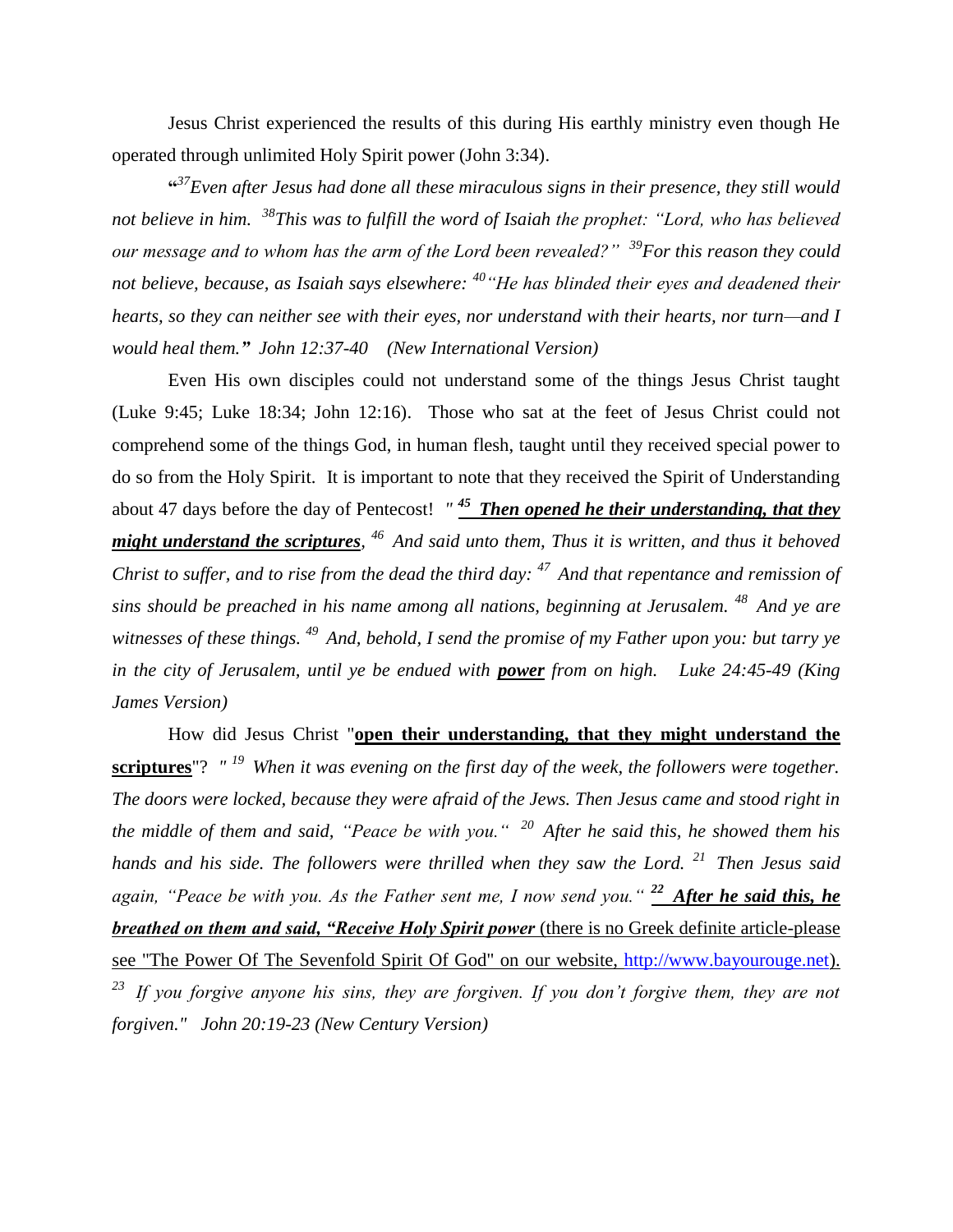Jesus Christ experienced the results of this during His earthly ministry even though He operated through unlimited Holy Spirit power (John 3:34).

**"**[37]*Even after Jesus had done all these miraculous signs in their presence, they still would not believe in him.* [38]*This was to fulfill the word of Isaiah the prophet: "Lord, who has believed our message and to whom has the arm of the Lord been revealed?"* [39]*For this reason they could not believe, because, as Isaiah says elsewhere:* [40]*"He has blinded their eyes and deadened their hearts, so they can neither see with their eyes, nor understand with their hearts, nor turn—and I would heal them.***"** *John 12:37-40 (New International Version)*

Even His own disciples could not understand some of the things Jesus Christ taught (Luke 9:45; Luke 18:34; John 12:16). Those who sat at the feet of Jesus Christ could not comprehend some of the things God, in human flesh, taught until they received special power to do so from the Holy Spirit. It is important to note that they received the Spirit of Understanding about 47 days before the day of Pentecost! *"* [45] ***<u>Then opened he their understanding, that they might understand the scriptures</u>***, [46] *And said unto them, Thus it is written, and thus it behoved Christ to suffer, and to rise from the dead the third day:* [47] *And that repentance and remission of sins should be preached in his name among all nations, beginning at Jerusalem.* [48] *And ye are witnesses of these things.* [49] *And, behold, I send the promise of my Father upon you: but tarry ye in the city of Jerusalem, until ye be endued with* ***<u>power</u>*** *from on high. Luke 24:45-49 (King James Version)*

How did Jesus Christ "**<u>open their understanding, that they might understand the scriptures</u>**"? *"* [19] *When it was evening on the first day of the week, the followers were together. The doors were locked, because they were afraid of the Jews. Then Jesus came and stood right in the middle of them and said, "Peace be with you."* [20] *After he said this, he showed them his hands and his side. The followers were thrilled when they saw the Lord.* [21] *Then Jesus said again, "Peace be with you. As the Father sent me, I now send you."* [22] ***<u>After he said this, he breathed on them and said, "Receive Holy Spirit power</u>*** <u>(there is no Greek definite article-please see "The Power Of The Sevenfold Spirit Of God" on our website, http://www.bayourouge.net).</u> [23] *If you forgive anyone his sins, they are forgiven. If you don't forgive them, they are not forgiven." John 20:19-23 (New Century Version)*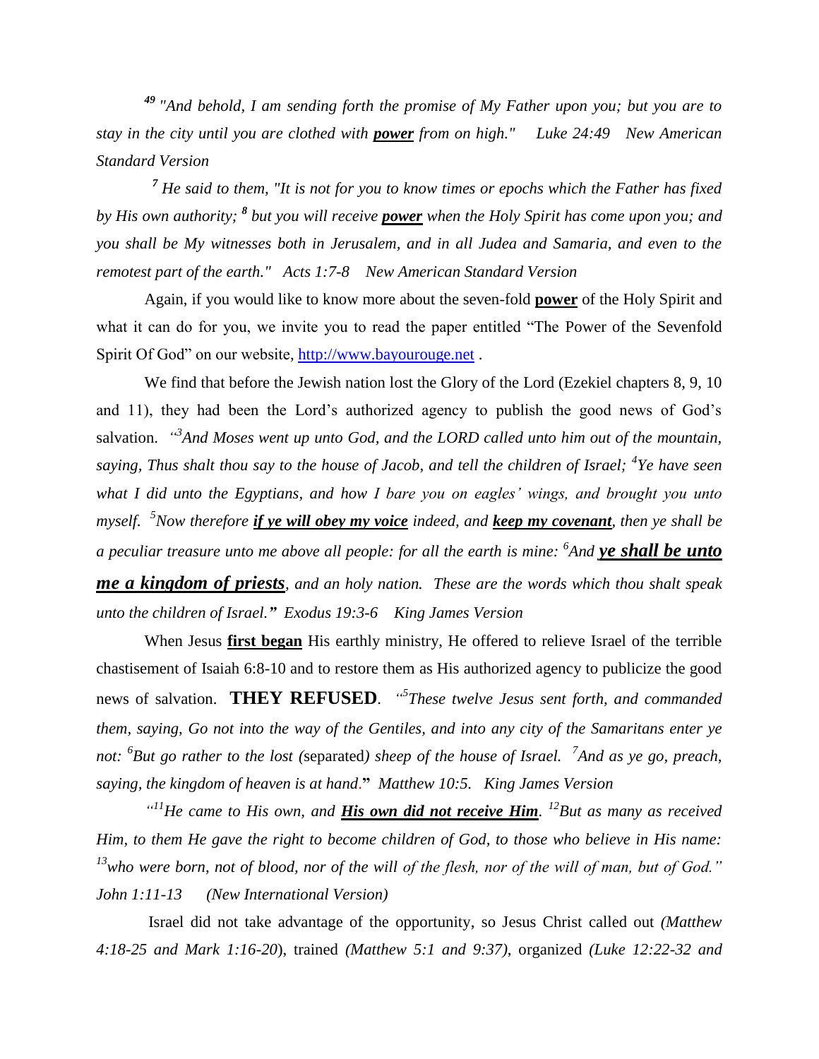*[49] "And behold, I am sending forth the promise of My Father upon you; but you are to stay in the city until you are clothed with **power** from on high."   Luke 24:49   New American Standard Version*

*[7] He said to them, "It is not for you to know times or epochs which the Father has fixed by His own authority; [8] but you will receive **power** when the Holy Spirit has come upon you; and you shall be My witnesses both in Jerusalem, and in all Judea and Samaria, and even to the remotest part of the earth."   Acts 1:7-8   New American Standard Version*

Again, if you would like to know more about the seven-fold **power** of the Holy Spirit and what it can do for you, we invite you to read the paper entitled "The Power of the Sevenfold Spirit Of God" on our website, http://www.bayourouge.net .

We find that before the Jewish nation lost the Glory of the Lord (Ezekiel chapters 8, 9, 10 and 11), they had been the Lord's authorized agency to publish the good news of God's salvation. *"[3]And Moses went up unto God, and the LORD called unto him out of the mountain, saying, Thus shalt thou say to the house of Jacob, and tell the children of Israel; [4]Ye have seen what I did unto the Egyptians, and how I bare you on eagles' wings, and brought you unto myself. [5]Now therefore **if ye will obey my voice** indeed, and **keep my covenant**, then ye shall be a peculiar treasure unto me above all people: for all the earth is mine: [6]And **ye shall be unto me a kingdom of priests**, and an holy nation. These are the words which thou shalt speak unto the children of Israel." Exodus 19:3-6   King James Version*

When Jesus **first began** His earthly ministry, He offered to relieve Israel of the terrible chastisement of Isaiah 6:8-10 and to restore them as His authorized agency to publicize the good news of salvation. **THEY REFUSED**. *"[5]These twelve Jesus sent forth, and commanded them, saying, Go not into the way of the Gentiles, and into any city of the Samaritans enter ye not: [6]But go rather to the lost (*separated*) sheep of the house of Israel. [7]And as ye go, preach, saying, the kingdom of heaven is at hand." Matthew 10:5.   King James Version*

*"[11]He came to His own, and **His own did not receive Him**. [12]But as many as received Him, to them He gave the right to become children of God, to those who believe in His name: [13]who were born, not of blood, nor of the will of the flesh, nor of the will of man, but of God." John 1:11-13   (New International Version)*

Israel did not take advantage of the opportunity, so Jesus Christ called out *(Matthew 4:18-25 and Mark 1:16-20*), trained *(Matthew 5:1 and 9:37)*, organized *(Luke 12:22-32 and*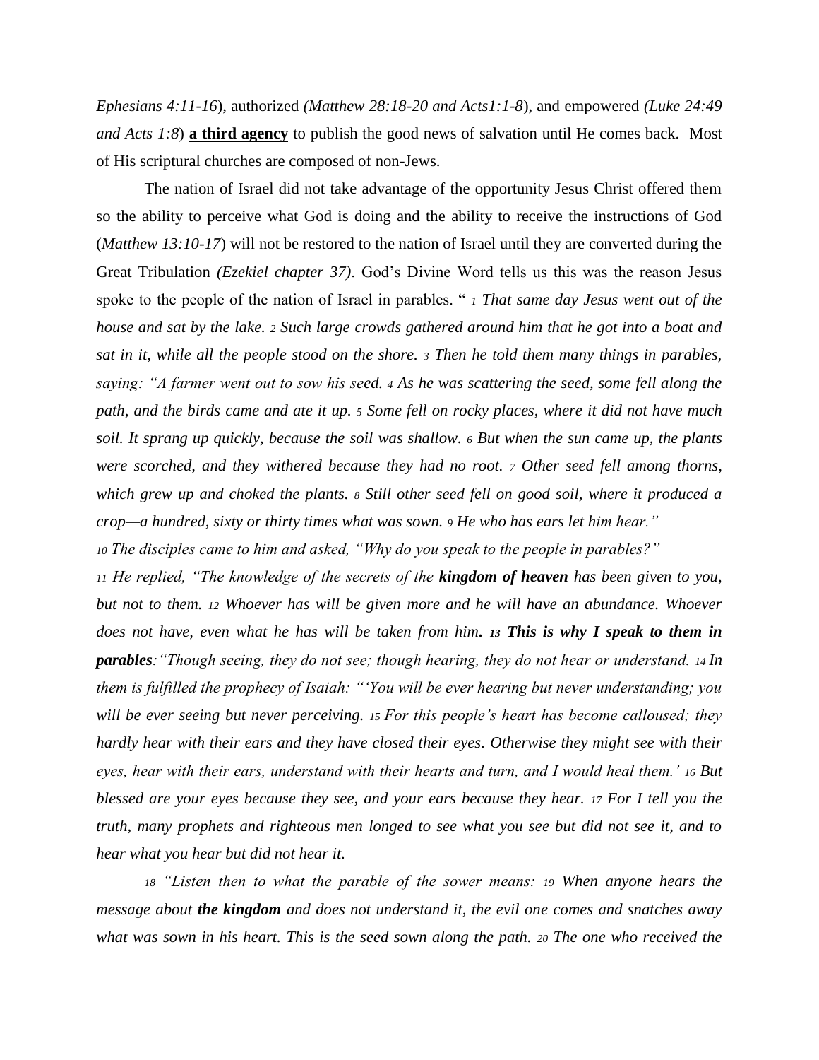*Ephesians 4:11-16*), authorized *(Matthew 28:18-20 and Acts1:1-8*), and empowered *(Luke 24:49 and Acts 1:8*) **a third agency** to publish the good news of salvation until He comes back. Most of His scriptural churches are composed of non-Jews.

The nation of Israel did not take advantage of the opportunity Jesus Christ offered them so the ability to perceive what God is doing and the ability to receive the instructions of God (*Matthew 13:10-17*) will not be restored to the nation of Israel until they are converted during the Great Tribulation *(Ezekiel chapter 37)*. God's Divine Word tells us this was the reason Jesus spoke to the people of the nation of Israel in parables. " *1 That same day Jesus went out of the house and sat by the lake. 2 Such large crowds gathered around him that he got into a boat and sat in it, while all the people stood on the shore. 3 Then he told them many things in parables, saying: "A farmer went out to sow his seed. 4 As he was scattering the seed, some fell along the path, and the birds came and ate it up. 5 Some fell on rocky places, where it did not have much soil. It sprang up quickly, because the soil was shallow. 6 But when the sun came up, the plants were scorched, and they withered because they had no root. 7 Other seed fell among thorns, which grew up and choked the plants. 8 Still other seed fell on good soil, where it produced a crop—a hundred, sixty or thirty times what was sown. 9 He who has ears let him hear."*

*10 The disciples came to him and asked, "Why do you speak to the people in parables?"*

*11 He replied, "The knowledge of the secrets of the* ***kingdom of heaven*** *has been given to you, but not to them. 12 Whoever has will be given more and he will have an abundance. Whoever does not have, even what he has will be taken from him****. 13 This is why I speak to them in parables****:"Though seeing, they do not see; though hearing, they do not hear or understand. 14 In them is fulfilled the prophecy of Isaiah: "'You will be ever hearing but never understanding; you will be ever seeing but never perceiving. 15 For this people's heart has become calloused; they hardly hear with their ears and they have closed their eyes. Otherwise they might see with their eyes, hear with their ears, understand with their hearts and turn, and I would heal them.' 16 But blessed are your eyes because they see, and your ears because they hear. 17 For I tell you the truth, many prophets and righteous men longed to see what you see but did not see it, and to hear what you hear but did not hear it.*

*18 "Listen then to what the parable of the sower means: 19 When anyone hears the message about* ***the kingdom*** *and does not understand it, the evil one comes and snatches away what was sown in his heart. This is the seed sown along the path. 20 The one who received the*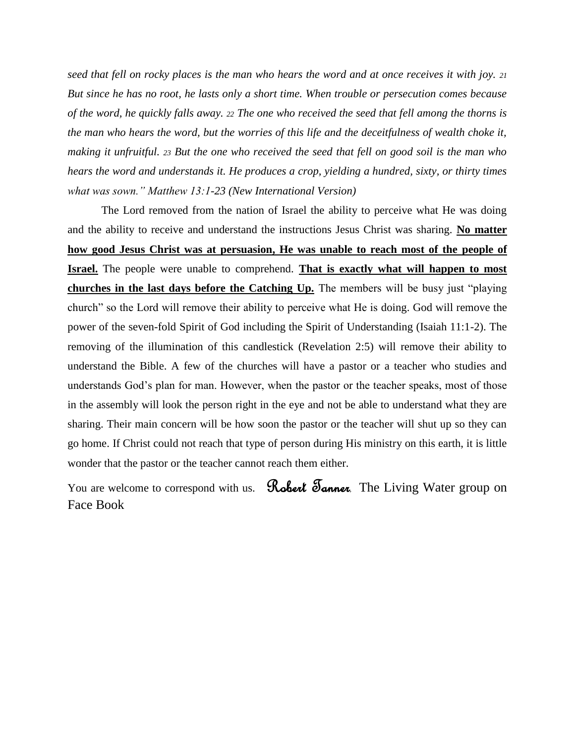*seed that fell on rocky places is the man who hears the word and at once receives it with joy. 21 But since he has no root, he lasts only a short time. When trouble or persecution comes because of the word, he quickly falls away. 22 The one who received the seed that fell among the thorns is the man who hears the word, but the worries of this life and the deceitfulness of wealth choke it, making it unfruitful. 23 But the one who received the seed that fell on good soil is the man who hears the word and understands it. He produces a crop, yielding a hundred, sixty, or thirty times what was sown." Matthew 13:1-23 (New International Version)*

The Lord removed from the nation of Israel the ability to perceive what He was doing and the ability to receive and understand the instructions Jesus Christ was sharing. **No matter how good Jesus Christ was at persuasion, He was unable to reach most of the people of Israel.** The people were unable to comprehend. **That is exactly what will happen to most churches in the last days before the Catching Up.** The members will be busy just "playing church" so the Lord will remove their ability to perceive what He is doing. God will remove the power of the seven-fold Spirit of God including the Spirit of Understanding (Isaiah 11:1-2). The removing of the illumination of this candlestick (Revelation 2:5) will remove their ability to understand the Bible. A few of the churches will have a pastor or a teacher who studies and understands God's plan for man. However, when the pastor or the teacher speaks, most of those in the assembly will look the person right in the eye and not be able to understand what they are sharing. Their main concern will be how soon the pastor or the teacher will shut up so they can go home. If Christ could not reach that type of person during His ministry on this earth, it is little wonder that the pastor or the teacher cannot reach them either.

You are welcome to correspond with us. Robert Tanner, The Living Water group on Face Book